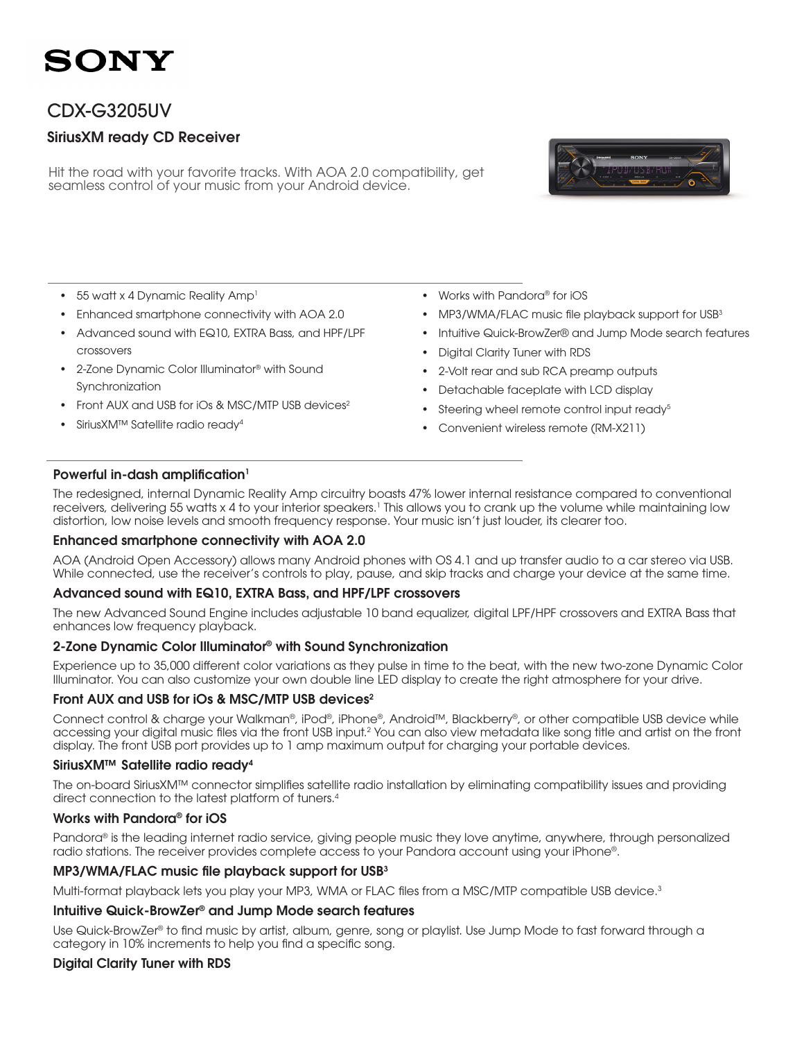# SONY

## CDX-G3205UV

### SiriusXM ready CD Receiver

Hit the road with your favorite tracks. With AOA 2.0 compatibility, get seamless control of your music from your Android device.

- 55 watt x 4 Dynamic Reality Amp[1]
- Enhanced smartphone connectivity with AOA 2.0
- Advanced sound with EQ10, EXTRA Bass, and HPF/LPF crossovers
- 2-Zone Dynamic Color Illuminator® with Sound Synchronization
- Front AUX and USB for iOs & MSC/MTP USB devices[2]
- SiriusXM™ Satellite radio ready[4]
- Works with Pandora® for iOS
- MP3/WMA/FLAC music file playback support for USB[3]
- Intuitive Quick-BrowZer® and Jump Mode search features
- Digital Clarity Tuner with RDS
- 2-Volt rear and sub RCA preamp outputs
- Detachable faceplate with LCD display
- Steering wheel remote control input ready[5]
- Convenient wireless remote (RM-X211)

#### Powerful in-dash amplification[1]

The redesigned, internal Dynamic Reality Amp circuitry boasts 47% lower internal resistance compared to conventional receivers, delivering 55 watts x 4 to your interior speakers.[1] This allows you to crank up the volume while maintaining low distortion, low noise levels and smooth frequency response. Your music isn't just louder, its clearer too.

#### Enhanced smartphone connectivity with AOA 2.0

AOA (Android Open Accessory) allows many Android phones with OS 4.1 and up transfer audio to a car stereo via USB. While connected, use the receiver's controls to play, pause, and skip tracks and charge your device at the same time.

#### Advanced sound with EQ10, EXTRA Bass, and HPF/LPF crossovers

The new Advanced Sound Engine includes adjustable 10 band equalizer, digital LPF/HPF crossovers and EXTRA Bass that enhances low frequency playback.

#### 2-Zone Dynamic Color Illuminator® with Sound Synchronization

Experience up to 35,000 different color variations as they pulse in time to the beat, with the new two-zone Dynamic Color Illuminator. You can also customize your own double line LED display to create the right atmosphere for your drive.

#### Front AUX and USB for iOs & MSC/MTP USB devices[2]

Connect control & charge your Walkman®, iPod®, iPhone®, Android™, Blackberry®, or other compatible USB device while accessing your digital music files via the front USB input.[2] You can also view metadata like song title and artist on the front display. The front USB port provides up to 1 amp maximum output for charging your portable devices.

#### SiriusXM™ Satellite radio ready[4]

The on-board SiriusXM™ connector simplifies satellite radio installation by eliminating compatibility issues and providing direct connection to the latest platform of tuners.[4]

#### Works with Pandora® for iOS

Pandora® is the leading internet radio service, giving people music they love anytime, anywhere, through personalized radio stations. The receiver provides complete access to your Pandora account using your iPhone®.

#### MP3/WMA/FLAC music file playback support for USB[3]

Multi-format playback lets you play your MP3, WMA or FLAC files from a MSC/MTP compatible USB device.[3]

#### Intuitive Quick-BrowZer® and Jump Mode search features

Use Quick-BrowZer® to find music by artist, album, genre, song or playlist. Use Jump Mode to fast forward through a category in 10% increments to help you find a specific song.

#### Digital Clarity Tuner with RDS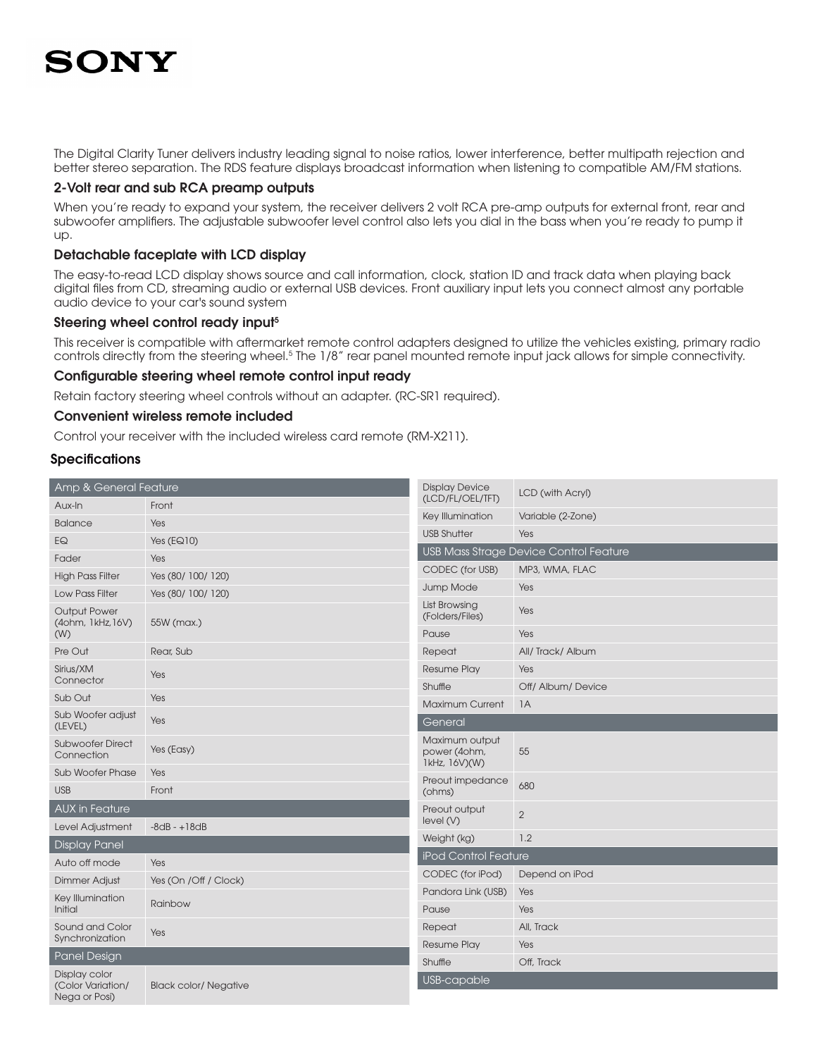The Digital Clarity Tuner delivers industry leading signal to noise ratios, lower interference, better multipath rejection and better stereo separation. The RDS feature displays broadcast information when listening to compatible AM/FM stations.

### 2-Volt rear and sub RCA preamp outputs

When you're ready to expand your system, the receiver delivers 2 volt RCA pre-amp outputs for external front, rear and subwoofer amplifiers. The adjustable subwoofer level control also lets you dial in the bass when you're ready to pump it up.

### Detachable faceplate with LCD display

The easy-to-read LCD display shows source and call information, clock, station ID and track data when playing back digital files from CD, streaming audio or external USB devices. Front auxiliary input lets you connect almost any portable audio device to your car's sound system

### Steering wheel control ready input[5]

This receiver is compatible with aftermarket remote control adapters designed to utilize the vehicles existing, primary radio controls directly from the steering wheel.[5] The 1/8" rear panel mounted remote input jack allows for simple connectivity.

### Configurable steering wheel remote control input ready

Retain factory steering wheel controls without an adapter. (RC-SR1 required).

### Convenient wireless remote included

Control your receiver with the included wireless card remote (RM-X211).

### Specifications

| Amp & General Feature | |
|---|---|
| Aux-In | Front |
| Balance | Yes |
| EQ | Yes (EQ10) |
| Fader | Yes |
| High Pass Filter | Yes (80/ 100/ 120) |
| Low Pass Filter | Yes (80/ 100/ 120) |
| Output Power (4ohm, 1kHz,16V) (W) | 55W (max.) |
| Pre Out | Rear, Sub |
| Sirius/XM Connector | Yes |
| Sub Out | Yes |
| Sub Woofer adjust (LEVEL) | Yes |
| Subwoofer Direct Connection | Yes (Easy) |
| Sub Woofer Phase | Yes |
| USB | Front |
| **AUX in Feature** | |
| Level Adjustment | -8dB - +18dB |
| **Display Panel** | |
| Auto off mode | Yes |
| Dimmer Adjust | Yes (On /Off / Clock) |
| Key Illumination Initial | Rainbow |
| Sound and Color Synchronization | Yes |
| **Panel Design** | |
| Display color (Color Variation/ Nega or Posi) | Black color/ Negative |
| Display Device (LCD/FL/OEL/TFT) | LCD (with Acryl) |
| Key Illumination | Variable (2-Zone) |
| USB Shutter | Yes |
| **USB Mass Strage Device Control Feature** | |
| CODEC (for USB) | MP3, WMA, FLAC |
| Jump Mode | Yes |
| List Browsing (Folders/Files) | Yes |
| Pause | Yes |
| Repeat | All/ Track/ Album |
| Resume Play | Yes |
| Shuffle | Off/ Album/ Device |
| Maximum Current | 1A |
| **General** | |
| Maximum output power (4ohm, 1kHz, 16V)(W) | 55 |
| Preout impedance (ohms) | 680 |
| Preout output level (V) | 2 |
| Weight (kg) | 1.2 |
| **iPod Control Feature** | |
| CODEC (for iPod) | Depend on iPod |
| Pandora Link (USB) | Yes |
| Pause | Yes |
| Repeat | All, Track |
| Resume Play | Yes |
| Shuffle | Off, Track |
| **USB-capable** | |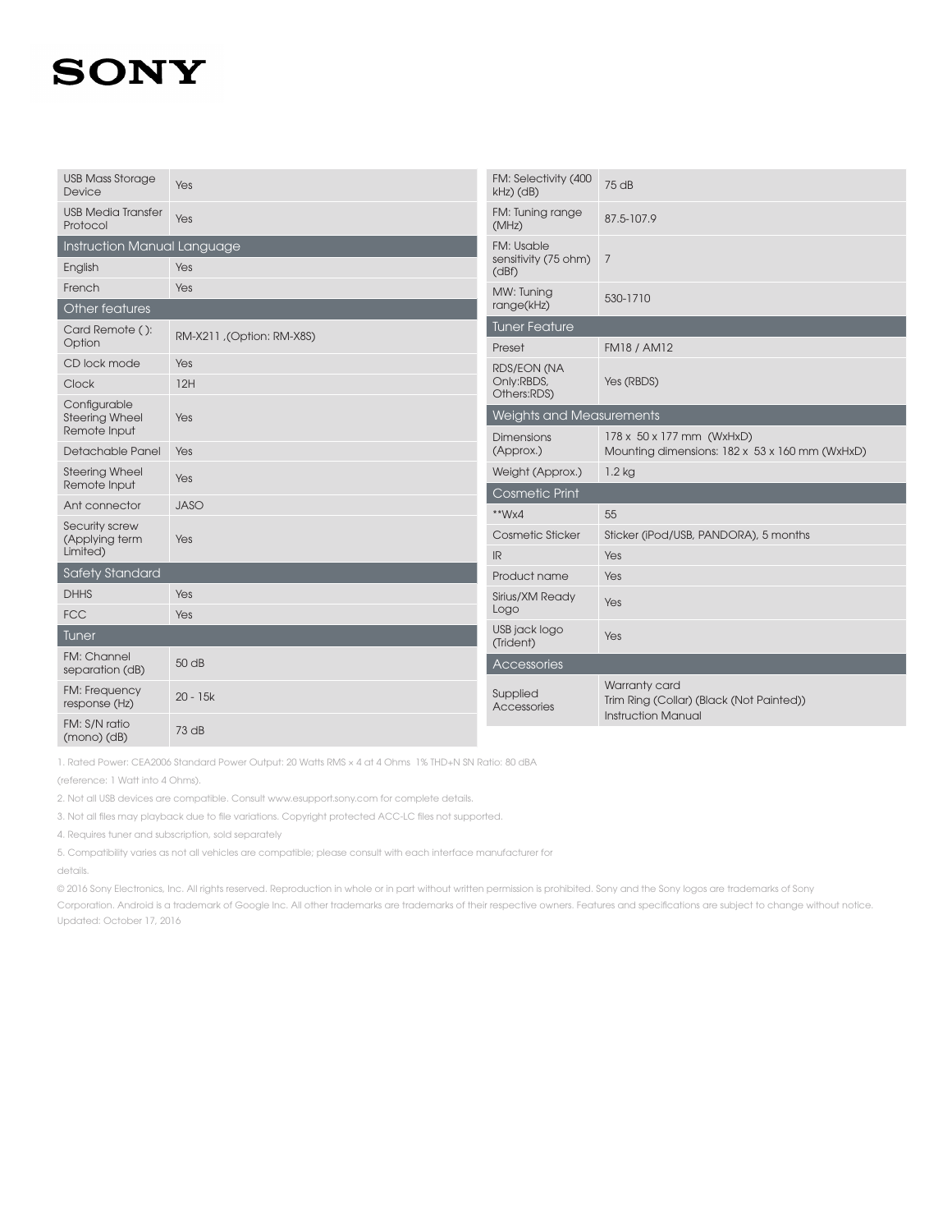| | |
|---|---|
| USB Mass Storage Device | Yes |
| USB Media Transfer Protocol | Yes |

## Instruction Manual Language

| | |
|---|---|
| English | Yes |
| French | Yes |

## Other features

| | |
|---|---|
| Card Remote ( ): Option | RM-X211 ,(Option: RM-X8S) |
| CD lock mode | Yes |
| Clock | 12H |
| Configurable Steering Wheel Remote Input | Yes |
| Detachable Panel | Yes |
| Steering Wheel Remote Input | Yes |
| Ant connector | JASO |
| Security screw (Applying term Limited) | Yes |

## Safety Standard

| | |
|---|---|
| DHHS | Yes |
| FCC | Yes |

## Tuner

| | |
|---|---|
| FM: Channel separation (dB) | 50 dB |
| FM: Frequency response (Hz) | 20 - 15k |
| FM: S/N ratio (mono) (dB) | 73 dB |
| FM: Selectivity (400 kHz) (dB) | 75 dB |
| FM: Tuning range (MHz) | 87.5-107.9 |
| FM: Usable sensitivity (75 ohm) (dBf) | 7 |
| MW: Tuning range(kHz) | 530-1710 |

## Tuner Feature

| | |
|---|---|
| Preset | FM18 / AM12 |
| RDS/EON (NA Only:RBDS, Others:RDS) | Yes (RBDS) |

## Weights and Measurements

| | |
|---|---|
| Dimensions (Approx.) | 178 x 50 x 177 mm (WxHxD)<br>Mounting dimensions: 182 x 53 x 160 mm (WxHxD) |
| Weight (Approx.) | 1.2 kg |

## Cosmetic Print

| | |
|---|---|
| **Wx4 | 55 |
| Cosmetic Sticker | Sticker (iPod/USB, PANDORA), 5 months |
| IR | Yes |
| Product name | Yes |
| Sirius/XM Ready Logo | Yes |
| USB jack logo (Trident) | Yes |

## Accessories

| | |
|---|---|
| Supplied Accessories | Warranty card<br>Trim Ring (Collar) (Black (Not Painted))<br>Instruction Manual |

1. Rated Power: CEA2006 Standard Power Output: 20 Watts RMS x 4 at 4 Ohms 1% THD+N SN Ratio: 80 dBA (reference: 1 Watt into 4 Ohms).

2. Not all USB devices are compatible. Consult www.esupport.sony.com for complete details.

3. Not all files may playback due to file variations. Copyright protected ACC-LC files not supported.

4. Requires tuner and subscription, sold separately

5. Compatibility varies as not all vehicles are compatible; please consult with each interface manufacturer for details.

© 2016 Sony Electronics, Inc. All rights reserved. Reproduction in whole or in part without written permission is prohibited. Sony and the Sony logos are trademarks of Sony Corporation. Android is a trademark of Google Inc. All other trademarks are trademarks of their respective owners. Features and specifications are subject to change without notice. Updated: October 17, 2016